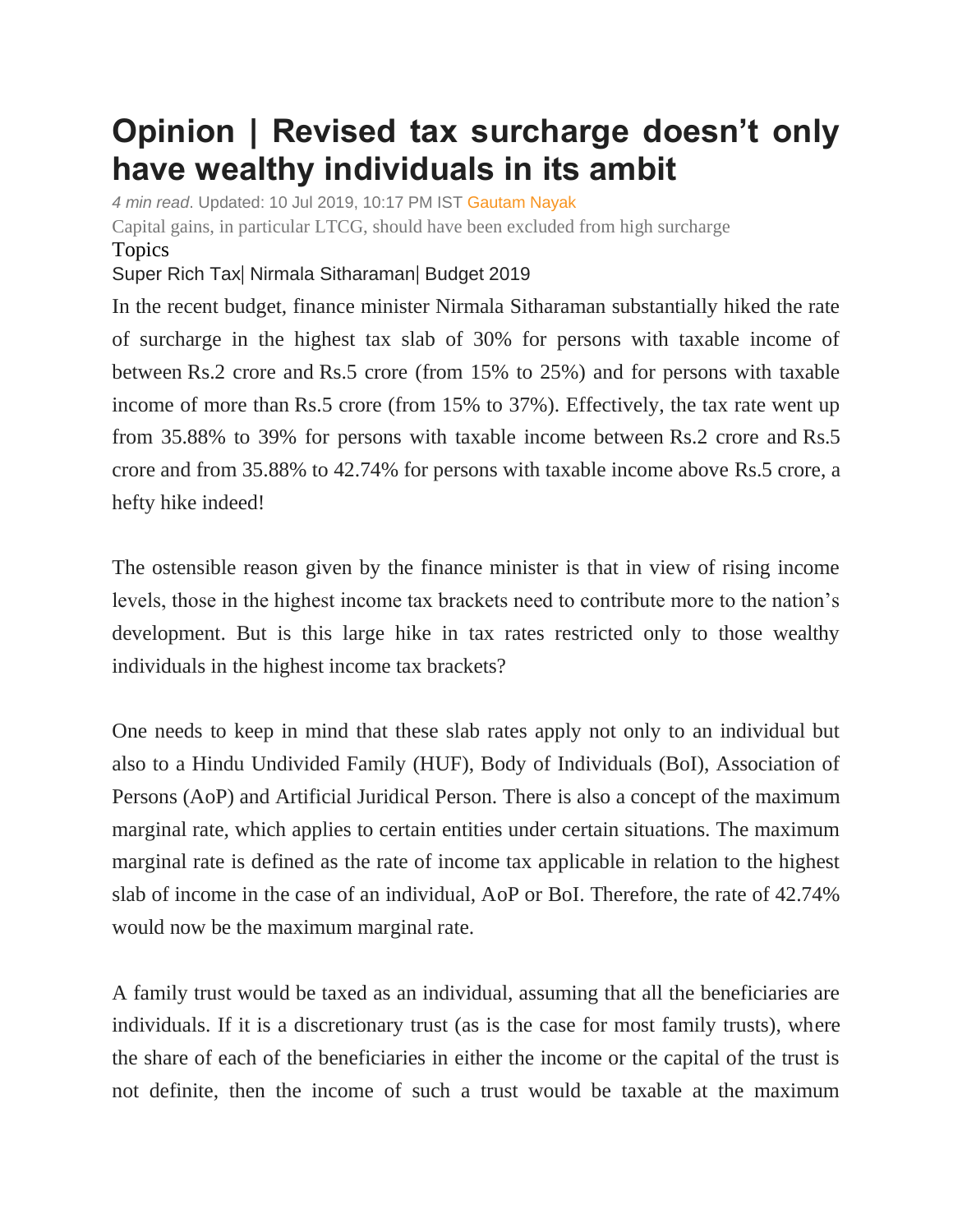# Opinion | Revised tax surcharge doesn't only have wealthy individuals in its ambit

*4 min read*. Updated: 10 Jul 2019, 10:17 PM IST Gautam Nayak

Capital gains, in particular LTCG, should have been excluded from high surcharge

Topics

Super Rich Tax| Nirmala Sitharaman| Budget 2019

In the recent budget, finance minister Nirmala Sitharaman substantially hiked the rate of surcharge in the highest tax slab of 30% for persons with taxable income of between Rs.2 crore and Rs.5 crore (from 15% to 25%) and for persons with taxable income of more than Rs.5 crore (from 15% to 37%). Effectively, the tax rate went up from 35.88% to 39% for persons with taxable income between Rs.2 crore and Rs.5 crore and from 35.88% to 42.74% for persons with taxable income above Rs.5 crore, a hefty hike indeed!

The ostensible reason given by the finance minister is that in view of rising income levels, those in the highest income tax brackets need to contribute more to the nation's development. But is this large hike in tax rates restricted only to those wealthy individuals in the highest income tax brackets?

One needs to keep in mind that these slab rates apply not only to an individual but also to a Hindu Undivided Family (HUF), Body of Individuals (BoI), Association of Persons (AoP) and Artificial Juridical Person. There is also a concept of the maximum marginal rate, which applies to certain entities under certain situations. The maximum marginal rate is defined as the rate of income tax applicable in relation to the highest slab of income in the case of an individual, AoP or BoI. Therefore, the rate of 42.74% would now be the maximum marginal rate.

A family trust would be taxed as an individual, assuming that all the beneficiaries are individuals. If it is a discretionary trust (as is the case for most family trusts), where the share of each of the beneficiaries in either the income or the capital of the trust is not definite, then the income of such a trust would be taxable at the maximum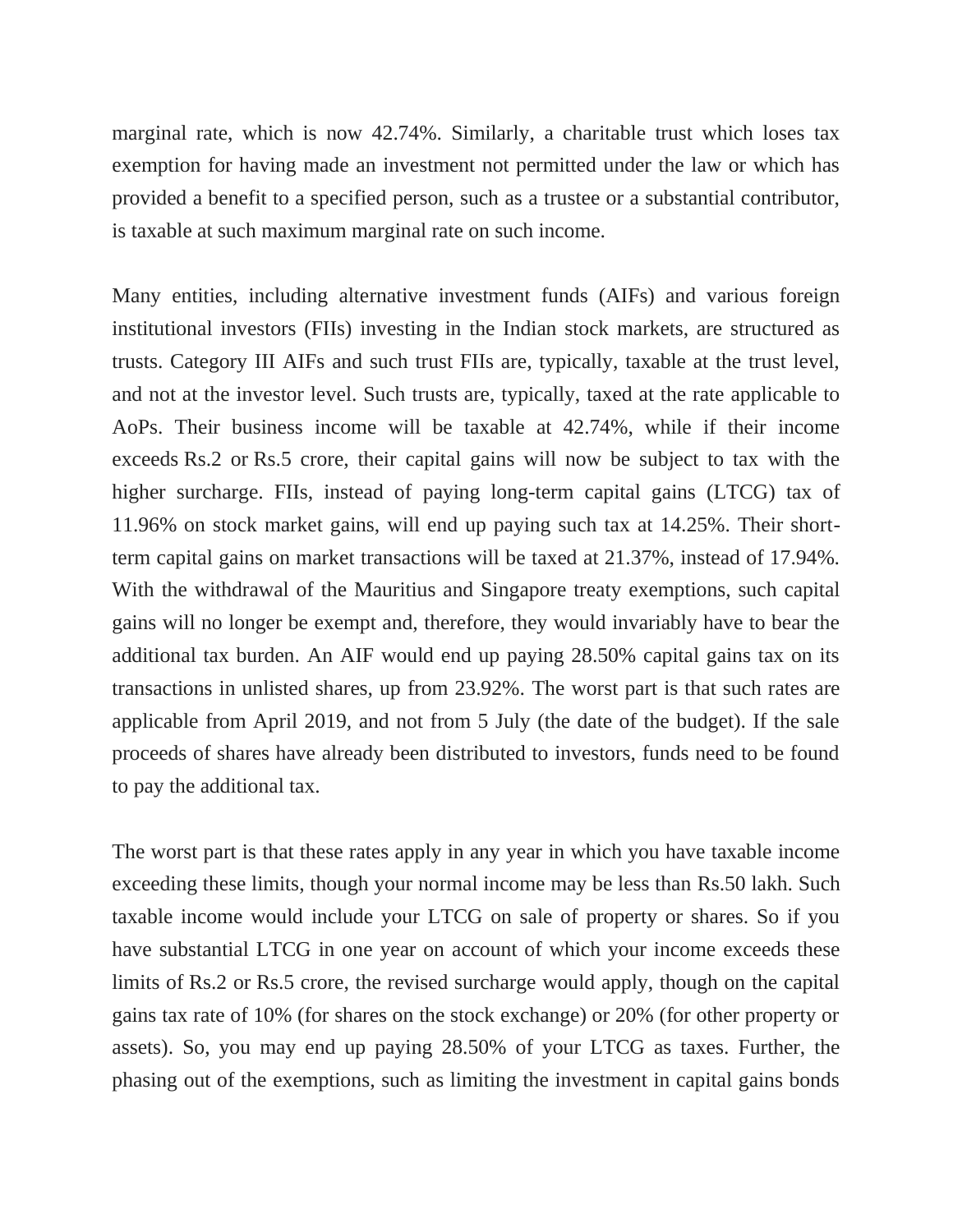marginal rate, which is now 42.74%. Similarly, a charitable trust which loses tax exemption for having made an investment not permitted under the law or which has provided a benefit to a specified person, such as a trustee or a substantial contributor, is taxable at such maximum marginal rate on such income.

Many entities, including alternative investment funds (AIFs) and various foreign institutional investors (FIIs) investing in the Indian stock markets, are structured as trusts. Category III AIFs and such trust FIIs are, typically, taxable at the trust level, and not at the investor level. Such trusts are, typically, taxed at the rate applicable to AoPs. Their business income will be taxable at 42.74%, while if their income exceeds Rs.2 or Rs.5 crore, their capital gains will now be subject to tax with the higher surcharge. FIIs, instead of paying long-term capital gains (LTCG) tax of 11.96% on stock market gains, will end up paying such tax at 14.25%. Their short-term capital gains on market transactions will be taxed at 21.37%, instead of 17.94%. With the withdrawal of the Mauritius and Singapore treaty exemptions, such capital gains will no longer be exempt and, therefore, they would invariably have to bear the additional tax burden. An AIF would end up paying 28.50% capital gains tax on its transactions in unlisted shares, up from 23.92%. The worst part is that such rates are applicable from April 2019, and not from 5 July (the date of the budget). If the sale proceeds of shares have already been distributed to investors, funds need to be found to pay the additional tax.

The worst part is that these rates apply in any year in which you have taxable income exceeding these limits, though your normal income may be less than Rs.50 lakh. Such taxable income would include your LTCG on sale of property or shares. So if you have substantial LTCG in one year on account of which your income exceeds these limits of Rs.2 or Rs.5 crore, the revised surcharge would apply, though on the capital gains tax rate of 10% (for shares on the stock exchange) or 20% (for other property or assets). So, you may end up paying 28.50% of your LTCG as taxes. Further, the phasing out of the exemptions, such as limiting the investment in capital gains bonds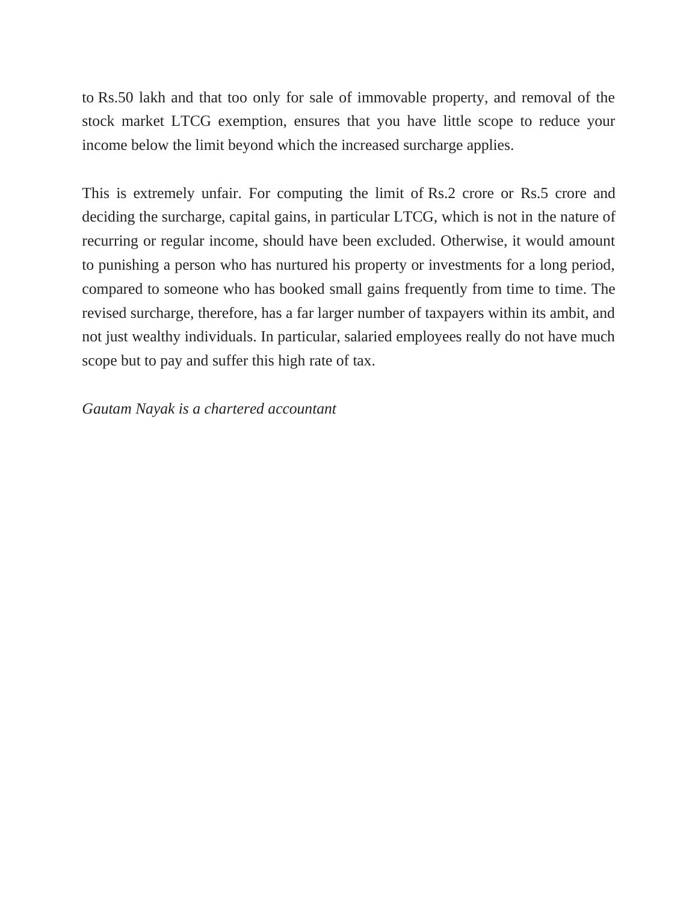to Rs.50 lakh and that too only for sale of immovable property, and removal of the stock market LTCG exemption, ensures that you have little scope to reduce your income below the limit beyond which the increased surcharge applies.

This is extremely unfair. For computing the limit of Rs.2 crore or Rs.5 crore and deciding the surcharge, capital gains, in particular LTCG, which is not in the nature of recurring or regular income, should have been excluded. Otherwise, it would amount to punishing a person who has nurtured his property or investments for a long period, compared to someone who has booked small gains frequently from time to time. The revised surcharge, therefore, has a far larger number of taxpayers within its ambit, and not just wealthy individuals. In particular, salaried employees really do not have much scope but to pay and suffer this high rate of tax.

*Gautam Nayak is a chartered accountant*